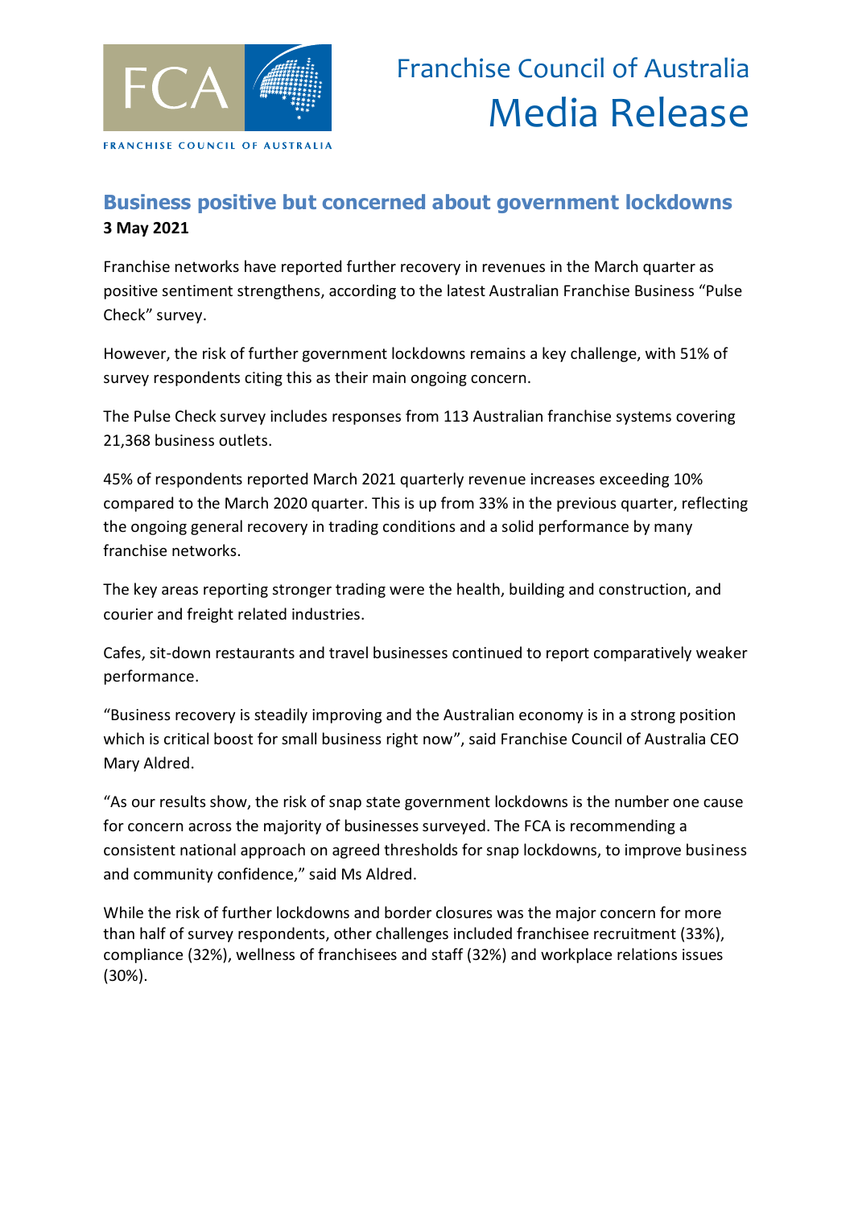# Franchise Council of Australia Media Release

## Business positive but concerned about government lockdowns

**3 May 2021**

Franchise networks have reported further recovery in revenues in the March quarter as positive sentiment strengthens, according to the latest Australian Franchise Business "Pulse Check" survey.

However, the risk of further government lockdowns remains a key challenge, with 51% of survey respondents citing this as their main ongoing concern.

The Pulse Check survey includes responses from 113 Australian franchise systems covering 21,368 business outlets.

45% of respondents reported March 2021 quarterly revenue increases exceeding 10% compared to the March 2020 quarter. This is up from 33% in the previous quarter, reflecting the ongoing general recovery in trading conditions and a solid performance by many franchise networks.

The key areas reporting stronger trading were the health, building and construction, and courier and freight related industries.

Cafes, sit-down restaurants and travel businesses continued to report comparatively weaker performance.

"Business recovery is steadily improving and the Australian economy is in a strong position which is critical boost for small business right now", said Franchise Council of Australia CEO Mary Aldred.

"As our results show, the risk of snap state government lockdowns is the number one cause for concern across the majority of businesses surveyed. The FCA is recommending a consistent national approach on agreed thresholds for snap lockdowns, to improve business and community confidence," said Ms Aldred.

While the risk of further lockdowns and border closures was the major concern for more than half of survey respondents, other challenges included franchisee recruitment (33%), compliance (32%), wellness of franchisees and staff (32%) and workplace relations issues (30%).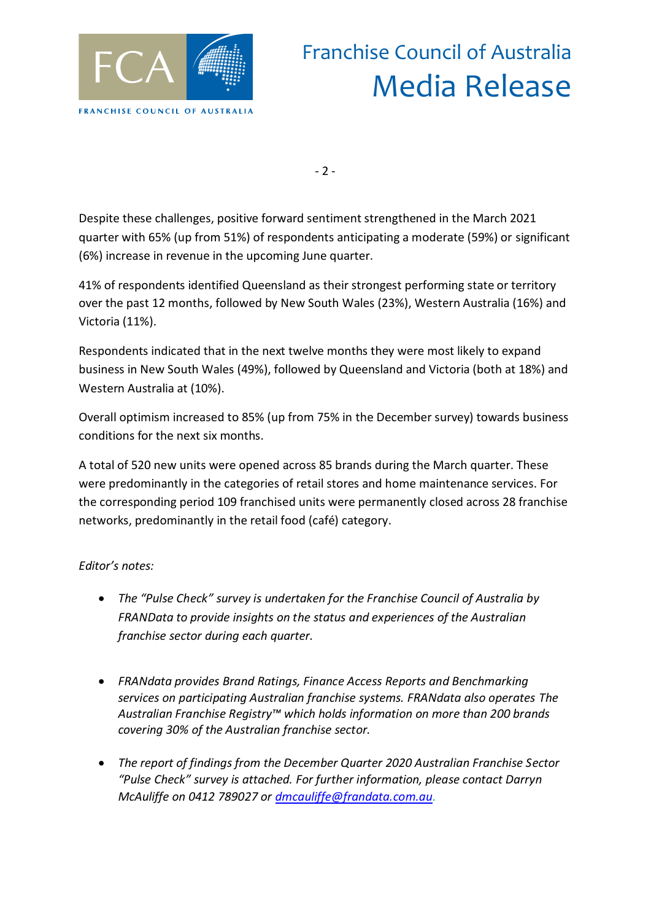Despite these challenges, positive forward sentiment strengthened in the March 2021 quarter with 65% (up from 51%) of respondents anticipating a moderate (59%) or significant (6%) increase in revenue in the upcoming June quarter.

41% of respondents identified Queensland as their strongest performing state or territory over the past 12 months, followed by New South Wales (23%), Western Australia (16%) and Victoria (11%).

Respondents indicated that in the next twelve months they were most likely to expand business in New South Wales (49%), followed by Queensland and Victoria (both at 18%) and Western Australia at (10%).

Overall optimism increased to 85% (up from 75% in the December survey) towards business conditions for the next six months.

A total of 520 new units were opened across 85 brands during the March quarter. These were predominantly in the categories of retail stores and home maintenance services. For the corresponding period 109 franchised units were permanently closed across 28 franchise networks, predominantly in the retail food (café) category.

*Editor's notes:*

- *The "Pulse Check" survey is undertaken for the Franchise Council of Australia by FRANData to provide insights on the status and experiences of the Australian franchise sector during each quarter.*

- *FRANdata provides Brand Ratings, Finance Access Reports and Benchmarking services on participating Australian franchise systems. FRANdata also operates The Australian Franchise Registry™ which holds information on more than 200 brands covering 30% of the Australian franchise sector.*

- *The report of findings from the December Quarter 2020 Australian Franchise Sector "Pulse Check" survey is attached. For further information, please contact Darryn McAuliffe on 0412 789027 or [dmcauliffe@frandata.com.au](mailto:dmcauliffe@frandata.com.au).*